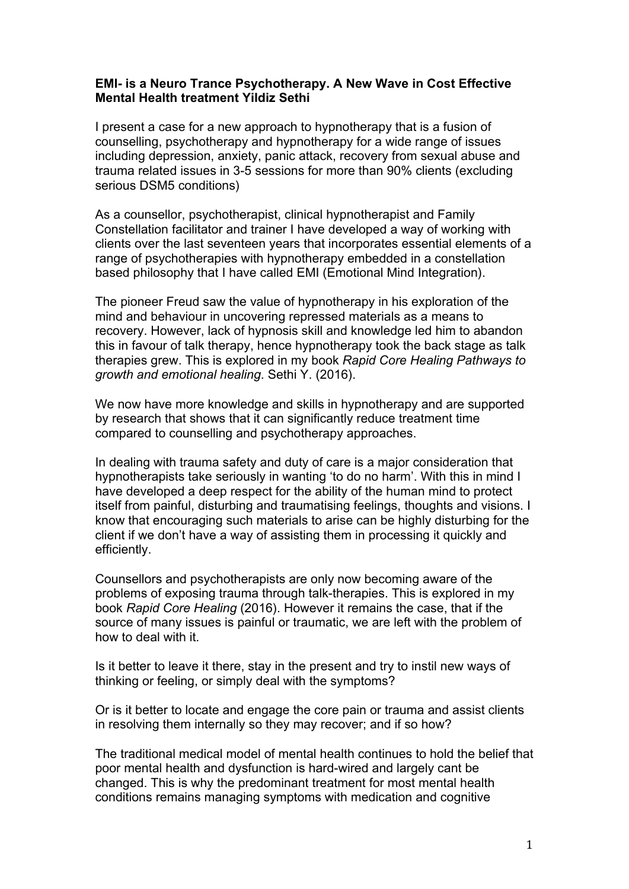**EMI- is a Neuro Trance Psychotherapy. A New Wave in Cost Effective Mental Health treatment Yildiz Sethi**

I present a case for a new approach to hypnotherapy that is a fusion of counselling, psychotherapy and hypnotherapy for a wide range of issues including depression, anxiety, panic attack, recovery from sexual abuse and trauma related issues in 3-5 sessions for more than 90% clients (excluding serious DSM5 conditions)

As a counsellor, psychotherapist, clinical hypnotherapist and Family Constellation facilitator and trainer I have developed a way of working with clients over the last seventeen years that incorporates essential elements of a range of psychotherapies with hypnotherapy embedded in a constellation based philosophy that I have called EMI (Emotional Mind Integration).

The pioneer Freud saw the value of hypnotherapy in his exploration of the mind and behaviour in uncovering repressed materials as a means to recovery. However, lack of hypnosis skill and knowledge led him to abandon this in favour of talk therapy, hence hypnotherapy took the back stage as talk therapies grew. This is explored in my book *Rapid Core Healing Pathways to growth and emotional healing*. Sethi Y. (2016).

We now have more knowledge and skills in hypnotherapy and are supported by research that shows that it can significantly reduce treatment time compared to counselling and psychotherapy approaches.

In dealing with trauma safety and duty of care is a major consideration that hypnotherapists take seriously in wanting 'to do no harm'. With this in mind I have developed a deep respect for the ability of the human mind to protect itself from painful, disturbing and traumatising feelings, thoughts and visions. I know that encouraging such materials to arise can be highly disturbing for the client if we don't have a way of assisting them in processing it quickly and efficiently.

Counsellors and psychotherapists are only now becoming aware of the problems of exposing trauma through talk-therapies. This is explored in my book *Rapid Core Healing* (2016). However it remains the case, that if the source of many issues is painful or traumatic, we are left with the problem of how to deal with it.

Is it better to leave it there, stay in the present and try to instil new ways of thinking or feeling, or simply deal with the symptoms?

Or is it better to locate and engage the core pain or trauma and assist clients in resolving them internally so they may recover; and if so how?

The traditional medical model of mental health continues to hold the belief that poor mental health and dysfunction is hard-wired and largely cant be changed. This is why the predominant treatment for most mental health conditions remains managing symptoms with medication and cognitive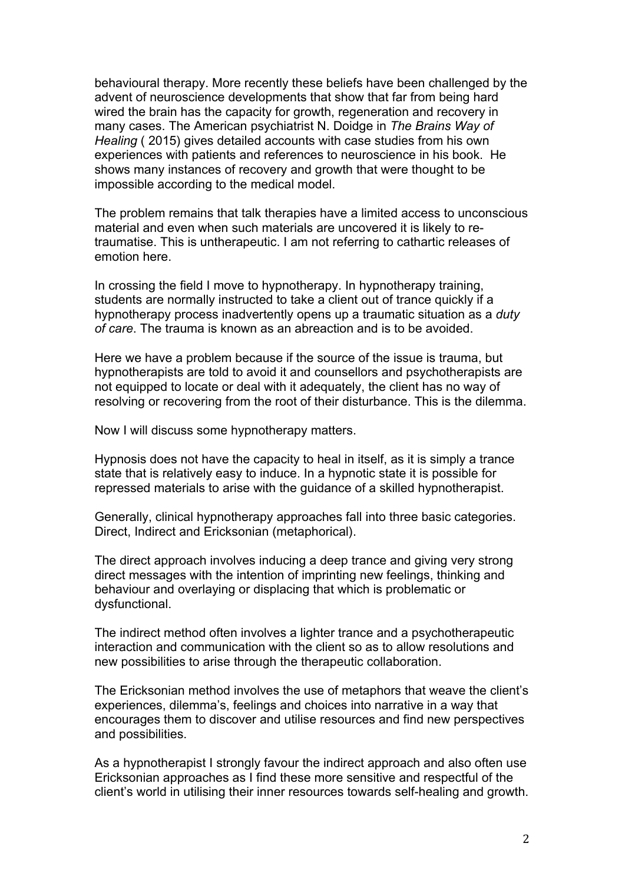behavioural therapy. More recently these beliefs have been challenged by the advent of neuroscience developments that show that far from being hard wired the brain has the capacity for growth, regeneration and recovery in many cases. The American psychiatrist N. Doidge in *The Brains Way of Healing* ( 2015) gives detailed accounts with case studies from his own experiences with patients and references to neuroscience in his book. He shows many instances of recovery and growth that were thought to be impossible according to the medical model.

The problem remains that talk therapies have a limited access to unconscious material and even when such materials are uncovered it is likely to re-traumatise. This is untherapeutic. I am not referring to cathartic releases of emotion here.

In crossing the field I move to hypnotherapy. In hypnotherapy training, students are normally instructed to take a client out of trance quickly if a hypnotherapy process inadvertently opens up a traumatic situation as a *duty of care*. The trauma is known as an abreaction and is to be avoided.

Here we have a problem because if the source of the issue is trauma, but hypnotherapists are told to avoid it and counsellors and psychotherapists are not equipped to locate or deal with it adequately, the client has no way of resolving or recovering from the root of their disturbance. This is the dilemma.

Now I will discuss some hypnotherapy matters.

Hypnosis does not have the capacity to heal in itself, as it is simply a trance state that is relatively easy to induce. In a hypnotic state it is possible for repressed materials to arise with the guidance of a skilled hypnotherapist.

Generally, clinical hypnotherapy approaches fall into three basic categories. Direct, Indirect and Ericksonian (metaphorical).

The direct approach involves inducing a deep trance and giving very strong direct messages with the intention of imprinting new feelings, thinking and behaviour and overlaying or displacing that which is problematic or dysfunctional.

The indirect method often involves a lighter trance and a psychotherapeutic interaction and communication with the client so as to allow resolutions and new possibilities to arise through the therapeutic collaboration.

The Ericksonian method involves the use of metaphors that weave the client's experiences, dilemma's, feelings and choices into narrative in a way that encourages them to discover and utilise resources and find new perspectives and possibilities.

As a hypnotherapist I strongly favour the indirect approach and also often use Ericksonian approaches as I find these more sensitive and respectful of the client's world in utilising their inner resources towards self-healing and growth.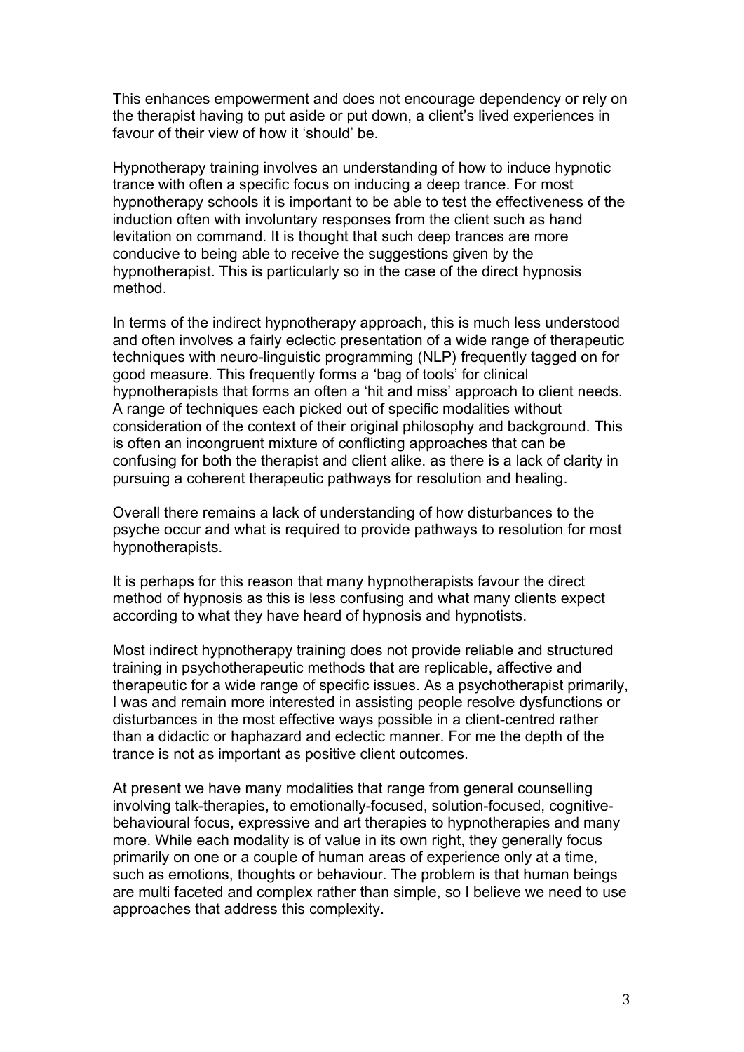This enhances empowerment and does not encourage dependency or rely on the therapist having to put aside or put down, a client's lived experiences in favour of their view of how it 'should' be.

Hypnotherapy training involves an understanding of how to induce hypnotic trance with often a specific focus on inducing a deep trance. For most hypnotherapy schools it is important to be able to test the effectiveness of the induction often with involuntary responses from the client such as hand levitation on command. It is thought that such deep trances are more conducive to being able to receive the suggestions given by the hypnotherapist. This is particularly so in the case of the direct hypnosis method.

In terms of the indirect hypnotherapy approach, this is much less understood and often involves a fairly eclectic presentation of a wide range of therapeutic techniques with neuro-linguistic programming (NLP) frequently tagged on for good measure. This frequently forms a 'bag of tools' for clinical hypnotherapists that forms an often a 'hit and miss' approach to client needs. A range of techniques each picked out of specific modalities without consideration of the context of their original philosophy and background. This is often an incongruent mixture of conflicting approaches that can be confusing for both the therapist and client alike. as there is a lack of clarity in pursuing a coherent therapeutic pathways for resolution and healing.

Overall there remains a lack of understanding of how disturbances to the psyche occur and what is required to provide pathways to resolution for most hypnotherapists.

It is perhaps for this reason that many hypnotherapists favour the direct method of hypnosis as this is less confusing and what many clients expect according to what they have heard of hypnosis and hypnotists.

Most indirect hypnotherapy training does not provide reliable and structured training in psychotherapeutic methods that are replicable, affective and therapeutic for a wide range of specific issues. As a psychotherapist primarily, I was and remain more interested in assisting people resolve dysfunctions or disturbances in the most effective ways possible in a client-centred rather than a didactic or haphazard and eclectic manner. For me the depth of the trance is not as important as positive client outcomes.

At present we have many modalities that range from general counselling involving talk-therapies, to emotionally-focused, solution-focused, cognitive-behavioural focus, expressive and art therapies to hypnotherapies and many more. While each modality is of value in its own right, they generally focus primarily on one or a couple of human areas of experience only at a time, such as emotions, thoughts or behaviour. The problem is that human beings are multi faceted and complex rather than simple, so I believe we need to use approaches that address this complexity.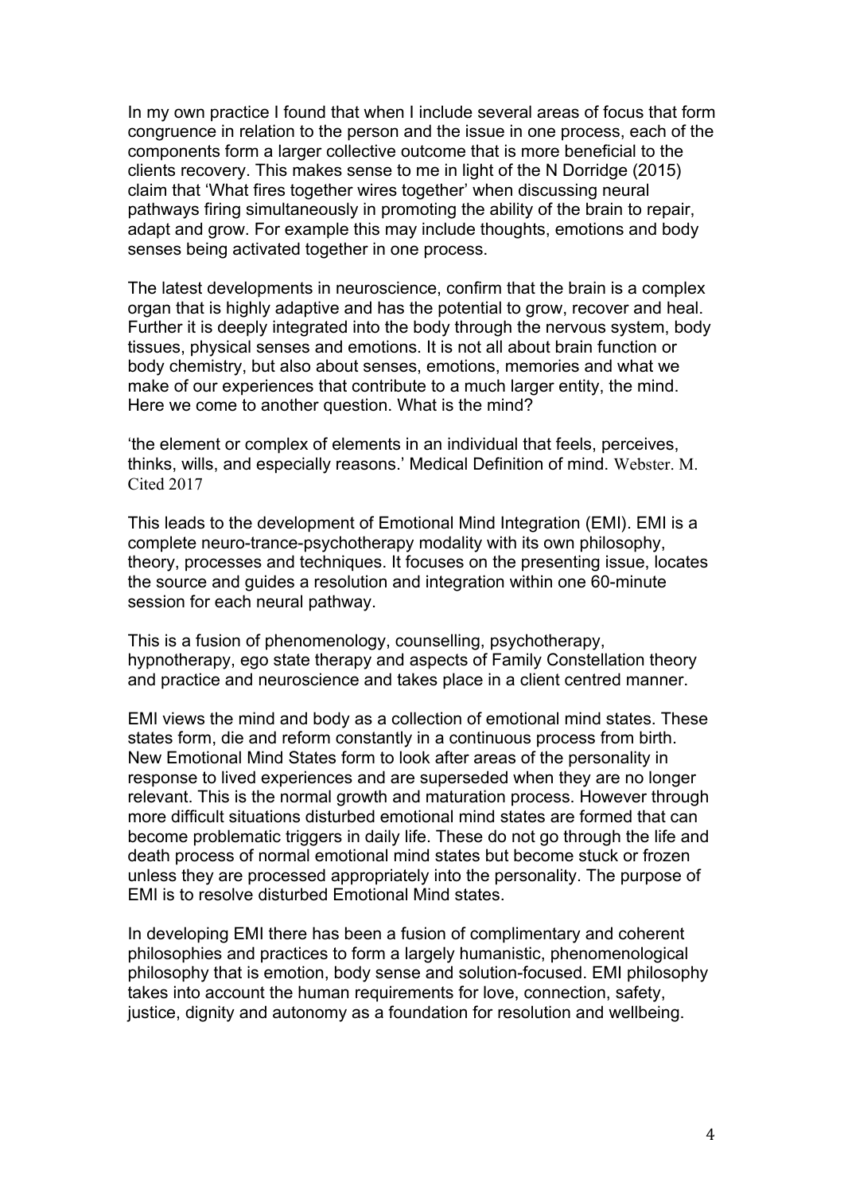In my own practice I found that when I include several areas of focus that form congruence in relation to the person and the issue in one process, each of the components form a larger collective outcome that is more beneficial to the clients recovery. This makes sense to me in light of the N Dorridge (2015) claim that 'What fires together wires together' when discussing neural pathways firing simultaneously in promoting the ability of the brain to repair, adapt and grow. For example this may include thoughts, emotions and body senses being activated together in one process.

The latest developments in neuroscience, confirm that the brain is a complex organ that is highly adaptive and has the potential to grow, recover and heal. Further it is deeply integrated into the body through the nervous system, body tissues, physical senses and emotions. It is not all about brain function or body chemistry, but also about senses, emotions, memories and what we make of our experiences that contribute to a much larger entity, the mind. Here we come to another question. What is the mind?

'the element or complex of elements in an individual that feels, perceives, thinks, wills, and especially reasons.' Medical Definition of mind. Webster. M. Cited 2017

This leads to the development of Emotional Mind Integration (EMI). EMI is a complete neuro-trance-psychotherapy modality with its own philosophy, theory, processes and techniques. It focuses on the presenting issue, locates the source and guides a resolution and integration within one 60-minute session for each neural pathway.

This is a fusion of phenomenology, counselling, psychotherapy, hypnotherapy, ego state therapy and aspects of Family Constellation theory and practice and neuroscience and takes place in a client centred manner.

EMI views the mind and body as a collection of emotional mind states. These states form, die and reform constantly in a continuous process from birth. New Emotional Mind States form to look after areas of the personality in response to lived experiences and are superseded when they are no longer relevant. This is the normal growth and maturation process. However through more difficult situations disturbed emotional mind states are formed that can become problematic triggers in daily life. These do not go through the life and death process of normal emotional mind states but become stuck or frozen unless they are processed appropriately into the personality. The purpose of EMI is to resolve disturbed Emotional Mind states.

In developing EMI there has been a fusion of complimentary and coherent philosophies and practices to form a largely humanistic, phenomenological philosophy that is emotion, body sense and solution-focused. EMI philosophy takes into account the human requirements for love, connection, safety, justice, dignity and autonomy as a foundation for resolution and wellbeing.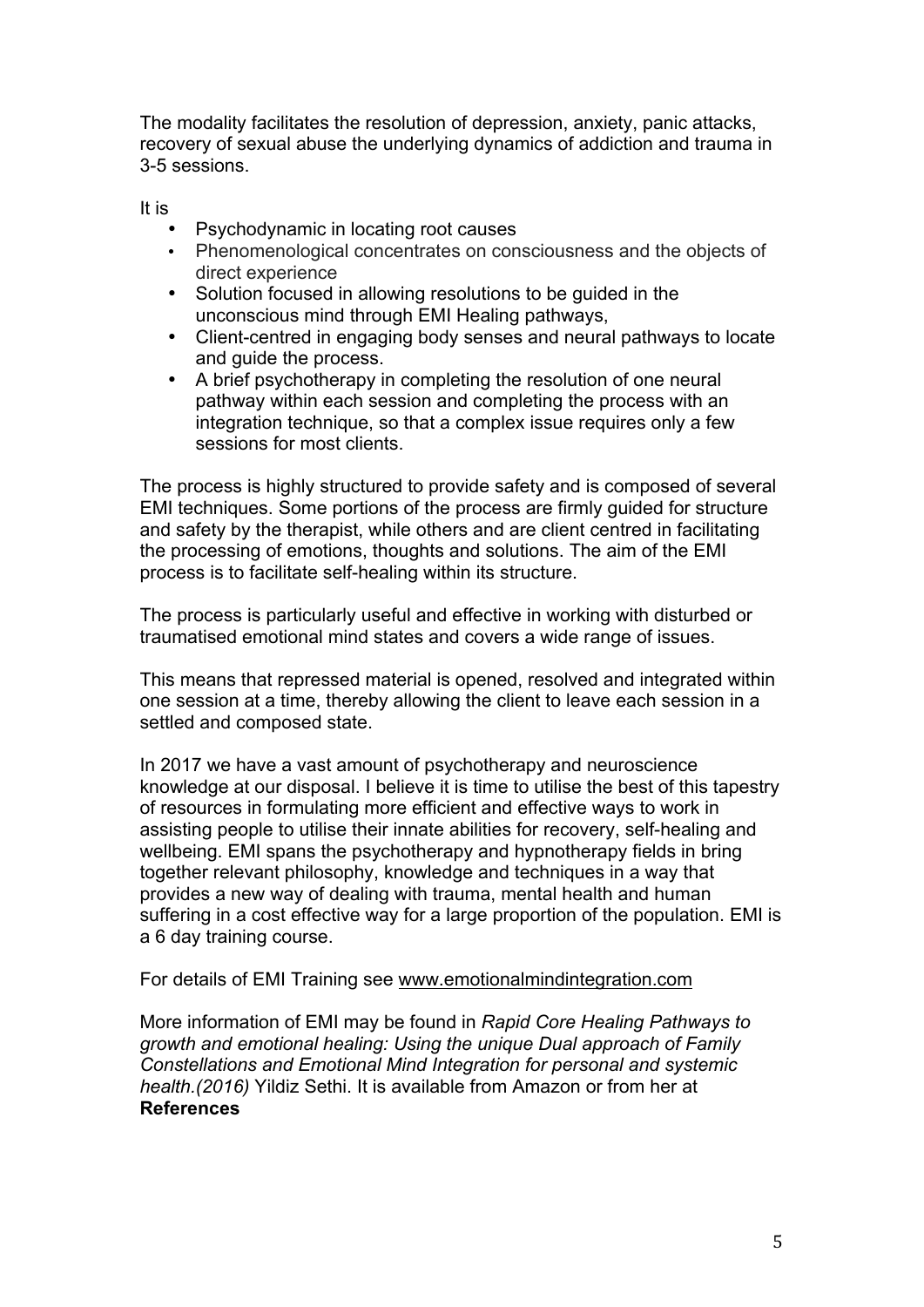The modality facilitates the resolution of depression, anxiety, panic attacks, recovery of sexual abuse the underlying dynamics of addiction and trauma in 3-5 sessions.

It is

- Psychodynamic in locating root causes
- Phenomenological concentrates on consciousness and the objects of direct experience
- Solution focused in allowing resolutions to be guided in the unconscious mind through EMI Healing pathways,
- Client-centred in engaging body senses and neural pathways to locate and guide the process.
- A brief psychotherapy in completing the resolution of one neural pathway within each session and completing the process with an integration technique, so that a complex issue requires only a few sessions for most clients.

The process is highly structured to provide safety and is composed of several EMI techniques. Some portions of the process are firmly guided for structure and safety by the therapist, while others and are client centred in facilitating the processing of emotions, thoughts and solutions. The aim of the EMI process is to facilitate self-healing within its structure.

The process is particularly useful and effective in working with disturbed or traumatised emotional mind states and covers a wide range of issues.

This means that repressed material is opened, resolved and integrated within one session at a time, thereby allowing the client to leave each session in a settled and composed state.

In 2017 we have a vast amount of psychotherapy and neuroscience knowledge at our disposal. I believe it is time to utilise the best of this tapestry of resources in formulating more efficient and effective ways to work in assisting people to utilise their innate abilities for recovery, self-healing and wellbeing. EMI spans the psychotherapy and hypnotherapy fields in bring together relevant philosophy, knowledge and techniques in a way that provides a new way of dealing with trauma, mental health and human suffering in a cost effective way for a large proportion of the population. EMI is a 6 day training course.

For details of EMI Training see www.emotionalmindintegration.com

More information of EMI may be found in *Rapid Core Healing Pathways to growth and emotional healing: Using the unique Dual approach of Family Constellations and Emotional Mind Integration for personal and systemic health.(2016)* Yildiz Sethi. It is available from Amazon or from her at

**References**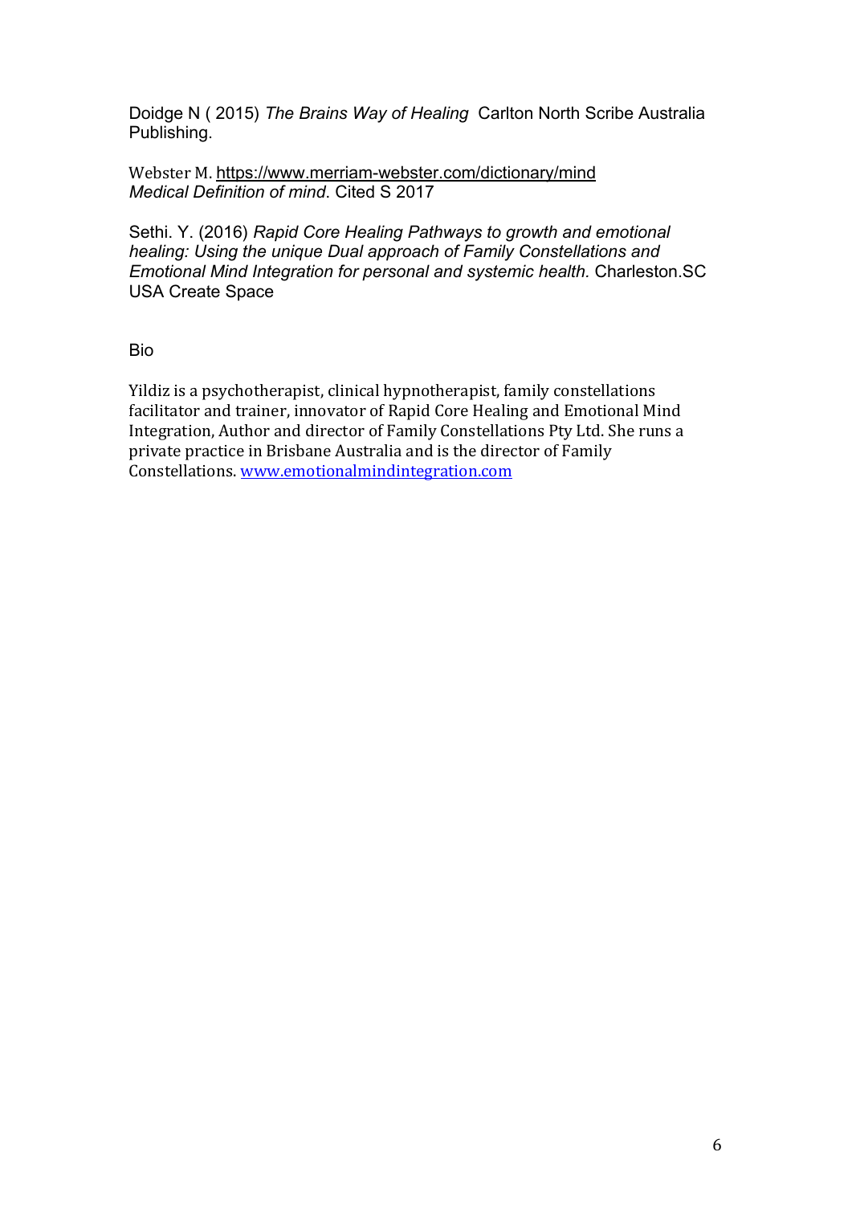Doidge N ( 2015) *The Brains Way of Healing* Carlton North Scribe Australia Publishing.

Webster M. https://www.merriam-webster.com/dictionary/mind
*Medical Definition of mind*. Cited S 2017

Sethi. Y. (2016) *Rapid Core Healing Pathways to growth and emotional healing: Using the unique Dual approach of Family Constellations and Emotional Mind Integration for personal and systemic health.* Charleston.SC USA Create Space

Bio

Yildiz is a psychotherapist, clinical hypnotherapist, family constellations facilitator and trainer, innovator of Rapid Core Healing and Emotional Mind Integration, Author and director of Family Constellations Pty Ltd. She runs a private practice in Brisbane Australia and is the director of Family Constellations. www.emotionalmindintegration.com